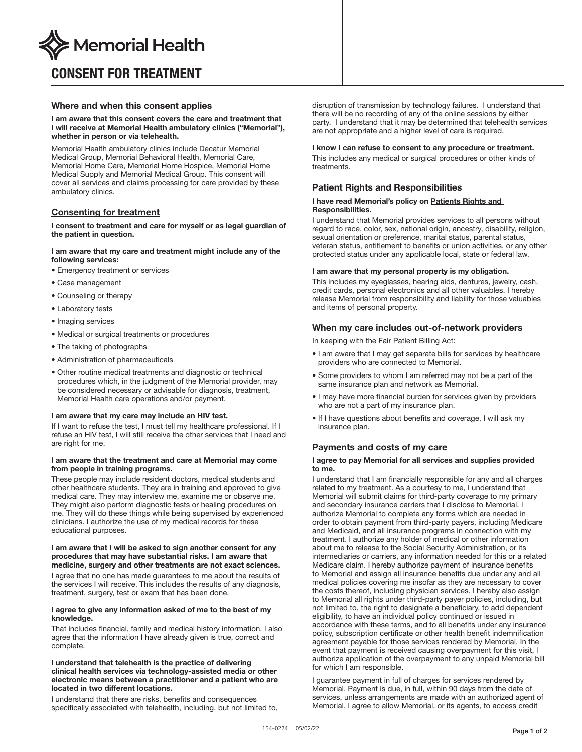Memorial Health

# CONSENT FOR TREATMENT

## Where and when this consent applies

**I am aware that this consent covers the care and treatment that I will receive at Memorial Health ambulatory clinics ("Memorial"), whether in person or via telehealth.**

Memorial Health ambulatory clinics include Decatur Memorial Medical Group, Memorial Behavioral Health, Memorial Care, Memorial Home Care, Memorial Home Hospice, Memorial Home Medical Supply and Memorial Medical Group. This consent will cover all services and claims processing for care provided by these ambulatory clinics.

## Consenting for treatment

**I consent to treatment and care for myself or as legal guardian of the patient in question.**

**I am aware that my care and treatment might include any of the following services:**

- Emergency treatment or services
- Case management
- Counseling or therapy
- Laboratory tests
- Imaging services
- Medical or surgical treatments or procedures
- The taking of photographs
- Administration of pharmaceuticals
- Other routine medical treatments and diagnostic or technical procedures which, in the judgment of the Memorial provider, may be considered necessary or advisable for diagnosis, treatment, Memorial Health care operations and/or payment.

**I am aware that my care may include an HIV test.**

If I want to refuse the test, I must tell my healthcare professional. If I refuse an HIV test, I will still receive the other services that I need and are right for me.

**I am aware that the treatment and care at Memorial may come from people in training programs.**

These people may include resident doctors, medical students and other healthcare students. They are in training and approved to give medical care. They may interview me, examine me or observe me. They might also perform diagnostic tests or healing procedures on me. They will do these things while being supervised by experienced clinicians. I authorize the use of my medical records for these educational purposes.

**I am aware that I will be asked to sign another consent for any procedures that may have substantial risks. I am aware that medicine, surgery and other treatments are not exact sciences.**

I agree that no one has made guarantees to me about the results of the services I will receive. This includes the results of any diagnosis, treatment, surgery, test or exam that has been done.

**I agree to give any information asked of me to the best of my knowledge.**

That includes financial, family and medical history information. I also agree that the information I have already given is true, correct and complete.

**I understand that telehealth is the practice of delivering clinical health services via technology-assisted media or other electronic means between a practitioner and a patient who are located in two different locations.**

I understand that there are risks, benefits and consequences specifically associated with telehealth, including, but not limited to, disruption of transmission by technology failures. I understand that there will be no recording of any of the online sessions by either party. I understand that it may be determined that telehealth services are not appropriate and a higher level of care is required.

**I know I can refuse to consent to any procedure or treatment.**

This includes any medical or surgical procedures or other kinds of treatments.

## Patient Rights and Responsibilities

**I have read Memorial's policy on Patients Rights and Responsibilities.**

I understand that Memorial provides services to all persons without regard to race, color, sex, national origin, ancestry, disability, religion, sexual orientation or preference, marital status, parental status, veteran status, entitlement to benefits or union activities, or any other protected status under any applicable local, state or federal law.

**I am aware that my personal property is my obligation.**

This includes my eyeglasses, hearing aids, dentures, jewelry, cash, credit cards, personal electronics and all other valuables. I hereby release Memorial from responsibility and liability for those valuables and items of personal property.

## When my care includes out-of-network providers

In keeping with the Fair Patient Billing Act:

- I am aware that I may get separate bills for services by healthcare providers who are connected to Memorial.
- Some providers to whom I am referred may not be a part of the same insurance plan and network as Memorial.
- I may have more financial burden for services given by providers who are not a part of my insurance plan.
- If I have questions about benefits and coverage, I will ask my insurance plan.

## Payments and costs of my care

**I agree to pay Memorial for all services and supplies provided to me.**

I understand that I am financially responsible for any and all charges related to my treatment. As a courtesy to me, I understand that Memorial will submit claims for third-party coverage to my primary and secondary insurance carriers that I disclose to Memorial. I authorize Memorial to complete any forms which are needed in order to obtain payment from third-party payers, including Medicare and Medicaid, and all insurance programs in connection with my treatment. I authorize any holder of medical or other information about me to release to the Social Security Administration, or its intermediaries or carriers, any information needed for this or a related Medicare claim. I hereby authorize payment of insurance benefits to Memorial and assign all insurance benefits due under any and all medical policies covering me insofar as they are necessary to cover the costs thereof, including physician services. I hereby also assign to Memorial all rights under third-party payer policies, including, but not limited to, the right to designate a beneficiary, to add dependent eligibility, to have an individual policy continued or issued in accordance with these terms, and to all benefits under any insurance policy, subscription certificate or other health benefit indemnification agreement payable for those services rendered by Memorial. In the event that payment is received causing overpayment for this visit, I authorize application of the overpayment to any unpaid Memorial bill for which I am responsible.

I guarantee payment in full of charges for services rendered by Memorial. Payment is due, in full, within 90 days from the date of services, unless arrangements are made with an authorized agent of Memorial. I agree to allow Memorial, or its agents, to access credit

154–0224 05/02/22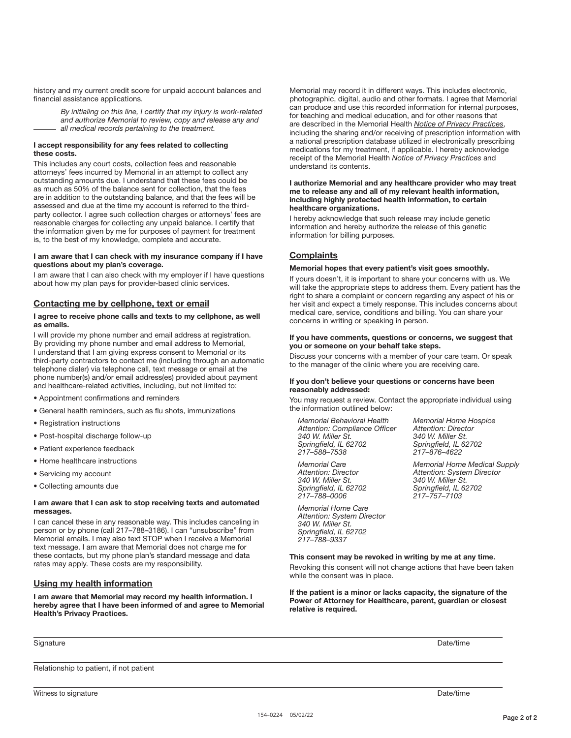history and my current credit score for unpaid account balances and financial assistance applications.

______ *By initialing on this line, I certify that my injury is work-related and authorize Memorial to review, copy and release any and all medical records pertaining to the treatment.*

**I accept responsibility for any fees related to collecting these costs.**

This includes any court costs, collection fees and reasonable attorneys' fees incurred by Memorial in an attempt to collect any outstanding amounts due. I understand that these fees could be as much as 50% of the balance sent for collection, that the fees are in addition to the outstanding balance, and that the fees will be assessed and due at the time my account is referred to the third-party collector. I agree such collection charges or attorneys' fees are reasonable charges for collecting any unpaid balance. I certify that the information given by me for purposes of payment for treatment is, to the best of my knowledge, complete and accurate.

**I am aware that I can check with my insurance company if I have questions about my plan's coverage.**

I am aware that I can also check with my employer if I have questions about how my plan pays for provider-based clinic services.

## Contacting me by cellphone, text or email

**I agree to receive phone calls and texts to my cellphone, as well as emails.**

I will provide my phone number and email address at registration. By providing my phone number and email address to Memorial, I understand that I am giving express consent to Memorial or its third-party contractors to contact me (including through an automatic telephone dialer) via telephone call, text message or email at the phone number(s) and/or email address(es) provided about payment and healthcare-related activities, including, but not limited to:

- Appointment confirmations and reminders
- General health reminders, such as flu shots, immunizations
- Registration instructions
- Post-hospital discharge follow-up
- Patient experience feedback
- Home healthcare instructions
- Servicing my account
- Collecting amounts due

**I am aware that I can ask to stop receiving texts and automated messages.**

I can cancel these in any reasonable way. This includes canceling in person or by phone (call 217–788–3186). I can "unsubscribe" from Memorial emails. I may also text STOP when I receive a Memorial text message. I am aware that Memorial does not charge me for these contacts, but my phone plan's standard message and data rates may apply. These costs are my responsibility.

## Using my health information

**I am aware that Memorial may record my health information. I hereby agree that I have been informed of and agree to Memorial Health's Privacy Practices.**

Memorial may record it in different ways. This includes electronic, photographic, digital, audio and other formats. I agree that Memorial can produce and use this recorded information for internal purposes, for teaching and medical education, and for other reasons that are described in the Memorial Health *Notice of Privacy Practices*, including the sharing and/or receiving of prescription information with a national prescription database utilized in electronically prescribing medications for my treatment, if applicable. I hereby acknowledge receipt of the Memorial Health *Notice of Privacy Practices* and understand its contents.

**I authorize Memorial and any healthcare provider who may treat me to release any and all of my relevant health information, including highly protected health information, to certain healthcare organizations.**

I hereby acknowledge that such release may include genetic information and hereby authorize the release of this genetic information for billing purposes.

## Complaints

**Memorial hopes that every patient's visit goes smoothly.**

If yours doesn't, it is important to share your concerns with us. We will take the appropriate steps to address them. Every patient has the right to share a complaint or concern regarding any aspect of his or her visit and expect a timely response. This includes concerns about medical care, service, conditions and billing. You can share your concerns in writing or speaking in person.

**If you have comments, questions or concerns, we suggest that you or someone on your behalf take steps.**

Discuss your concerns with a member of your care team. Or speak to the manager of the clinic where you are receiving care.

**If you don't believe your questions or concerns have been reasonably addressed:**

You may request a review. Contact the appropriate individual using the information outlined below:

*Memorial Behavioral Health*
*Attention: Compliance Officer*
*340 W. Miller St.*
*Springfield, IL 62702*
*217–588–7538*

*Memorial Care*
*Attention: Director*
*340 W. Miller St.*
*Springfield, IL 62702*
*217–788–0006*

*Memorial Home Care*
*Attention: System Director*
*340 W. Miller St.*
*Springfield, IL 62702*
*217–788–9337*

*Memorial Home Hospice*
*Attention: Director*
*340 W. Miller St.*
*Springfield, IL 62702*
*217–876–4622*

*Memorial Home Medical Supply*
*Attention: System Director*
*340 W. Miller St.*
*Springfield, IL 62702*
*217–757–7103*

**This consent may be revoked in writing by me at any time.**

Revoking this consent will not change actions that have been taken while the consent was in place.

**If the patient is a minor or lacks capacity, the signature of the Power of Attorney for Healthcare, parent, guardian or closest relative is required.**

______________________________
Signature Date/time

______________________________
Relationship to patient, if not patient

______________________________
Witness to signature Date/time

154–0224 05/02/22